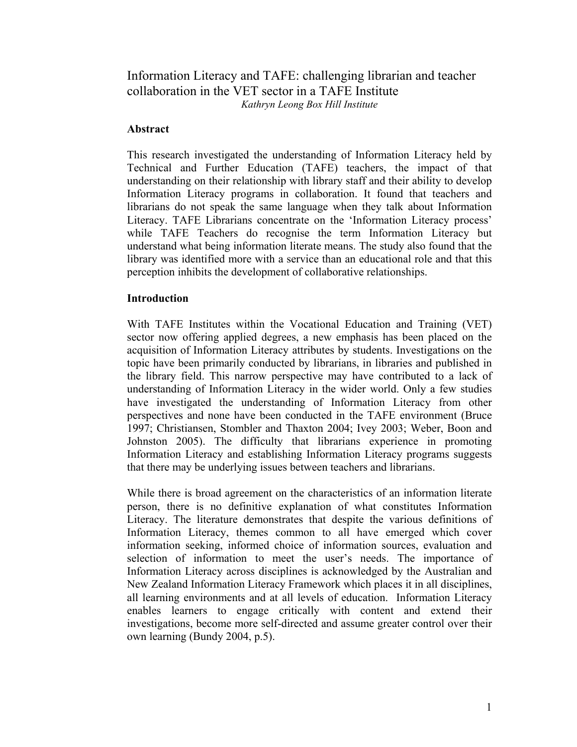# Information Literacy and TAFE: challenging librarian and teacher collaboration in the VET sector in a TAFE Institute

*Kathryn Leong Box Hill Institute*

## Abstract

This research investigated the understanding of Information Literacy held by Technical and Further Education (TAFE) teachers, the impact of that understanding on their relationship with library staff and their ability to develop Information Literacy programs in collaboration. It found that teachers and librarians do not speak the same language when they talk about Information Literacy. TAFE Librarians concentrate on the 'Information Literacy process' while TAFE Teachers do recognise the term Information Literacy but understand what being information literate means. The study also found that the library was identified more with a service than an educational role and that this perception inhibits the development of collaborative relationships.

## Introduction

With TAFE Institutes within the Vocational Education and Training (VET) sector now offering applied degrees, a new emphasis has been placed on the acquisition of Information Literacy attributes by students. Investigations on the topic have been primarily conducted by librarians, in libraries and published in the library field. This narrow perspective may have contributed to a lack of understanding of Information Literacy in the wider world. Only a few studies have investigated the understanding of Information Literacy from other perspectives and none have been conducted in the TAFE environment (Bruce 1997; Christiansen, Stombler and Thaxton 2004; Ivey 2003; Weber, Boon and Johnston 2005). The difficulty that librarians experience in promoting Information Literacy and establishing Information Literacy programs suggests that there may be underlying issues between teachers and librarians.

While there is broad agreement on the characteristics of an information literate person, there is no definitive explanation of what constitutes Information Literacy. The literature demonstrates that despite the various definitions of Information Literacy, themes common to all have emerged which cover information seeking, informed choice of information sources, evaluation and selection of information to meet the user's needs. The importance of Information Literacy across disciplines is acknowledged by the Australian and New Zealand Information Literacy Framework which places it in all disciplines, all learning environments and at all levels of education. Information Literacy enables learners to engage critically with content and extend their investigations, become more self-directed and assume greater control over their own learning (Bundy 2004, p.5).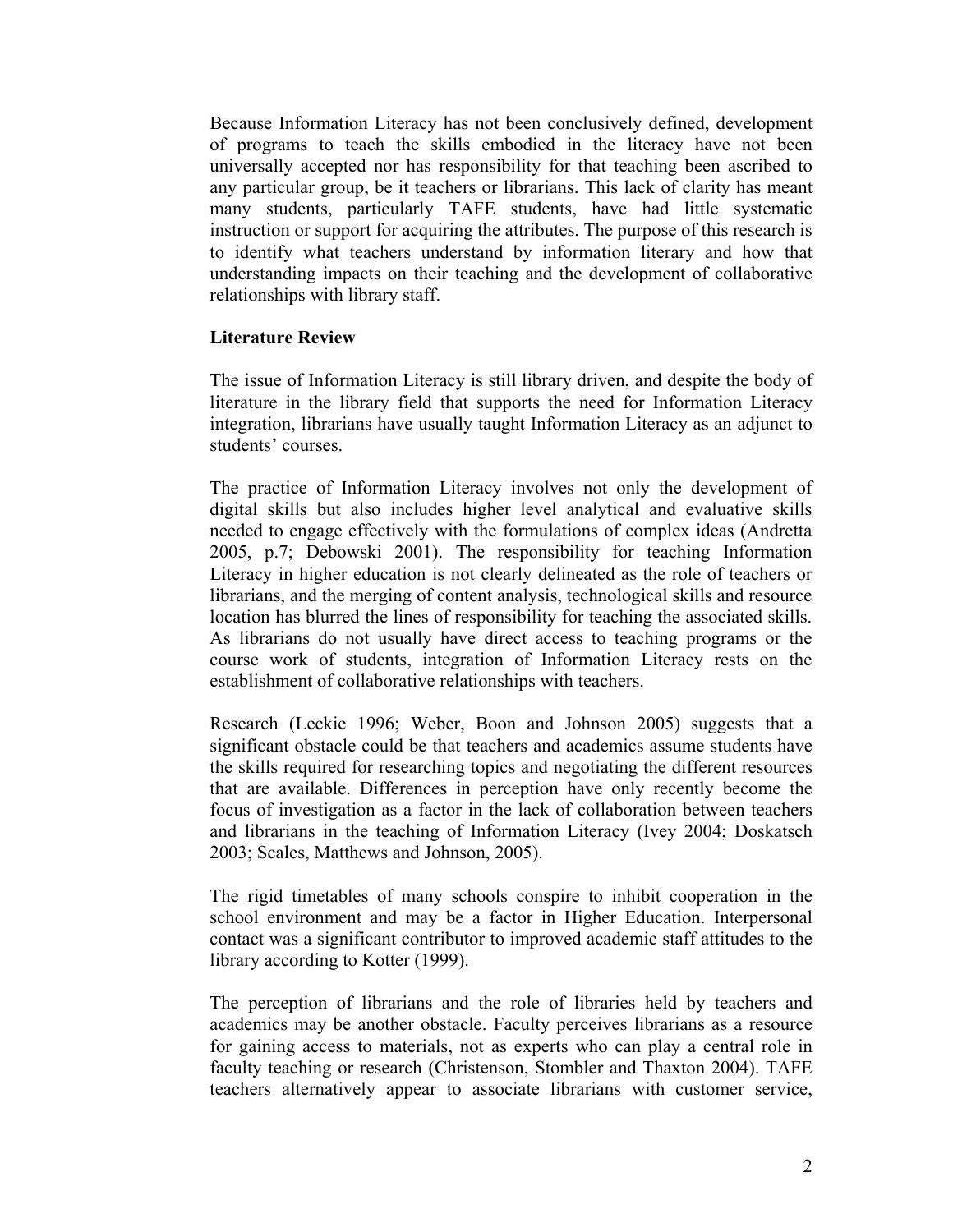Because Information Literacy has not been conclusively defined, development of programs to teach the skills embodied in the literacy have not been universally accepted nor has responsibility for that teaching been ascribed to any particular group, be it teachers or librarians. This lack of clarity has meant many students, particularly TAFE students, have had little systematic instruction or support for acquiring the attributes. The purpose of this research is to identify what teachers understand by information literary and how that understanding impacts on their teaching and the development of collaborative relationships with library staff.

**Literature Review**

The issue of Information Literacy is still library driven, and despite the body of literature in the library field that supports the need for Information Literacy integration, librarians have usually taught Information Literacy as an adjunct to students' courses.

The practice of Information Literacy involves not only the development of digital skills but also includes higher level analytical and evaluative skills needed to engage effectively with the formulations of complex ideas (Andretta 2005, p.7; Debowski 2001). The responsibility for teaching Information Literacy in higher education is not clearly delineated as the role of teachers or librarians, and the merging of content analysis, technological skills and resource location has blurred the lines of responsibility for teaching the associated skills. As librarians do not usually have direct access to teaching programs or the course work of students, integration of Information Literacy rests on the establishment of collaborative relationships with teachers.

Research (Leckie 1996; Weber, Boon and Johnson 2005) suggests that a significant obstacle could be that teachers and academics assume students have the skills required for researching topics and negotiating the different resources that are available. Differences in perception have only recently become the focus of investigation as a factor in the lack of collaboration between teachers and librarians in the teaching of Information Literacy (Ivey 2004; Doskatsch 2003; Scales, Matthews and Johnson, 2005).

The rigid timetables of many schools conspire to inhibit cooperation in the school environment and may be a factor in Higher Education. Interpersonal contact was a significant contributor to improved academic staff attitudes to the library according to Kotter (1999).

The perception of librarians and the role of libraries held by teachers and academics may be another obstacle. Faculty perceives librarians as a resource for gaining access to materials, not as experts who can play a central role in faculty teaching or research (Christenson, Stombler and Thaxton 2004). TAFE teachers alternatively appear to associate librarians with customer service,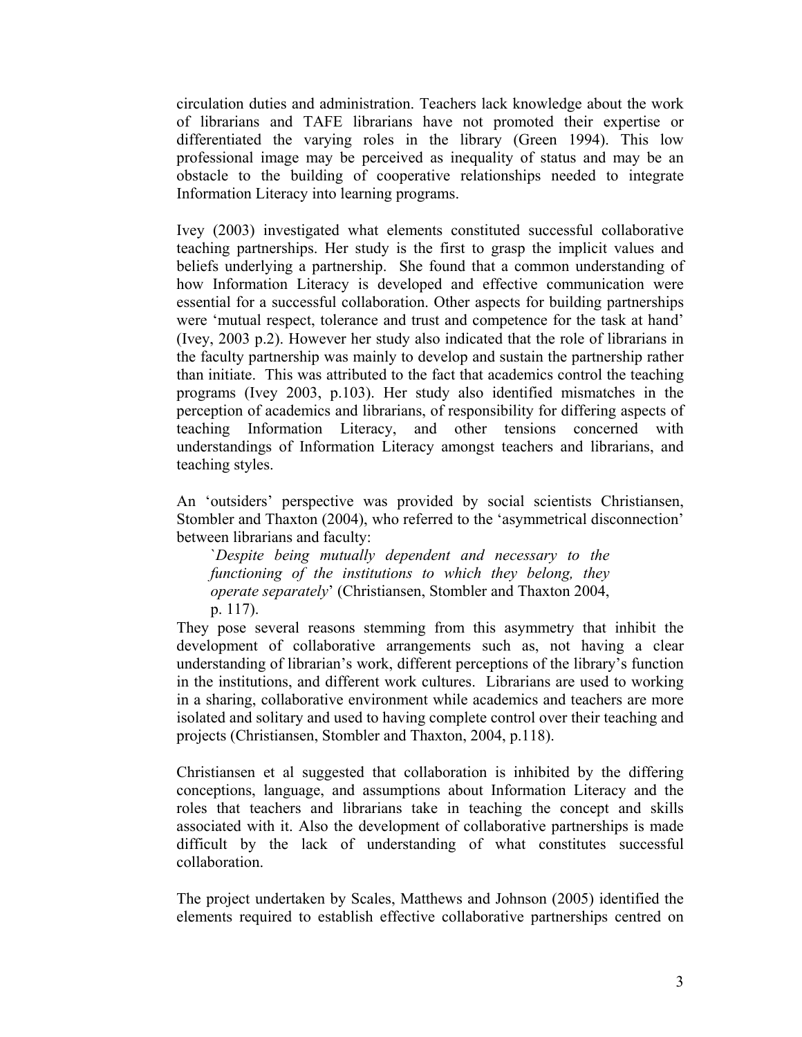circulation duties and administration. Teachers lack knowledge about the work of librarians and TAFE librarians have not promoted their expertise or differentiated the varying roles in the library (Green 1994). This low professional image may be perceived as inequality of status and may be an obstacle to the building of cooperative relationships needed to integrate Information Literacy into learning programs.

Ivey (2003) investigated what elements constituted successful collaborative teaching partnerships. Her study is the first to grasp the implicit values and beliefs underlying a partnership. She found that a common understanding of how Information Literacy is developed and effective communication were essential for a successful collaboration. Other aspects for building partnerships were 'mutual respect, tolerance and trust and competence for the task at hand' (Ivey, 2003 p.2). However her study also indicated that the role of librarians in the faculty partnership was mainly to develop and sustain the partnership rather than initiate. This was attributed to the fact that academics control the teaching programs (Ivey 2003, p.103). Her study also identified mismatches in the perception of academics and librarians, of responsibility for differing aspects of teaching Information Literacy, and other tensions concerned with understandings of Information Literacy amongst teachers and librarians, and teaching styles.

An 'outsiders' perspective was provided by social scientists Christiansen, Stombler and Thaxton (2004), who referred to the 'asymmetrical disconnection' between librarians and faculty:

> `*Despite being mutually dependent and necessary to the functioning of the institutions to which they belong, they operate separately*' (Christiansen, Stombler and Thaxton 2004, p. 117).

They pose several reasons stemming from this asymmetry that inhibit the development of collaborative arrangements such as, not having a clear understanding of librarian's work, different perceptions of the library's function in the institutions, and different work cultures. Librarians are used to working in a sharing, collaborative environment while academics and teachers are more isolated and solitary and used to having complete control over their teaching and projects (Christiansen, Stombler and Thaxton, 2004, p.118).

Christiansen et al suggested that collaboration is inhibited by the differing conceptions, language, and assumptions about Information Literacy and the roles that teachers and librarians take in teaching the concept and skills associated with it. Also the development of collaborative partnerships is made difficult by the lack of understanding of what constitutes successful collaboration.

The project undertaken by Scales, Matthews and Johnson (2005) identified the elements required to establish effective collaborative partnerships centred on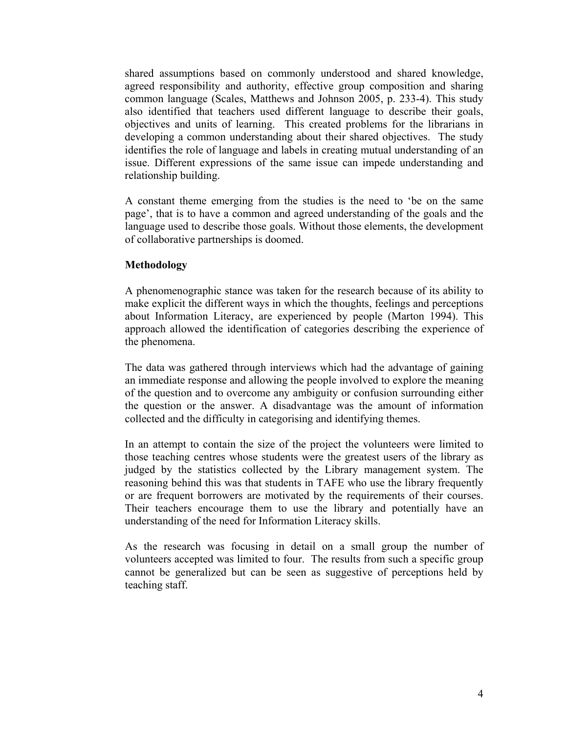shared assumptions based on commonly understood and shared knowledge, agreed responsibility and authority, effective group composition and sharing common language (Scales, Matthews and Johnson 2005, p. 233-4). This study also identified that teachers used different language to describe their goals, objectives and units of learning. This created problems for the librarians in developing a common understanding about their shared objectives. The study identifies the role of language and labels in creating mutual understanding of an issue. Different expressions of the same issue can impede understanding and relationship building.

A constant theme emerging from the studies is the need to 'be on the same page', that is to have a common and agreed understanding of the goals and the language used to describe those goals. Without those elements, the development of collaborative partnerships is doomed.

## Methodology

A phenomenographic stance was taken for the research because of its ability to make explicit the different ways in which the thoughts, feelings and perceptions about Information Literacy, are experienced by people (Marton 1994). This approach allowed the identification of categories describing the experience of the phenomena.

The data was gathered through interviews which had the advantage of gaining an immediate response and allowing the people involved to explore the meaning of the question and to overcome any ambiguity or confusion surrounding either the question or the answer. A disadvantage was the amount of information collected and the difficulty in categorising and identifying themes.

In an attempt to contain the size of the project the volunteers were limited to those teaching centres whose students were the greatest users of the library as judged by the statistics collected by the Library management system. The reasoning behind this was that students in TAFE who use the library frequently or are frequent borrowers are motivated by the requirements of their courses. Their teachers encourage them to use the library and potentially have an understanding of the need for Information Literacy skills.

As the research was focusing in detail on a small group the number of volunteers accepted was limited to four. The results from such a specific group cannot be generalized but can be seen as suggestive of perceptions held by teaching staff.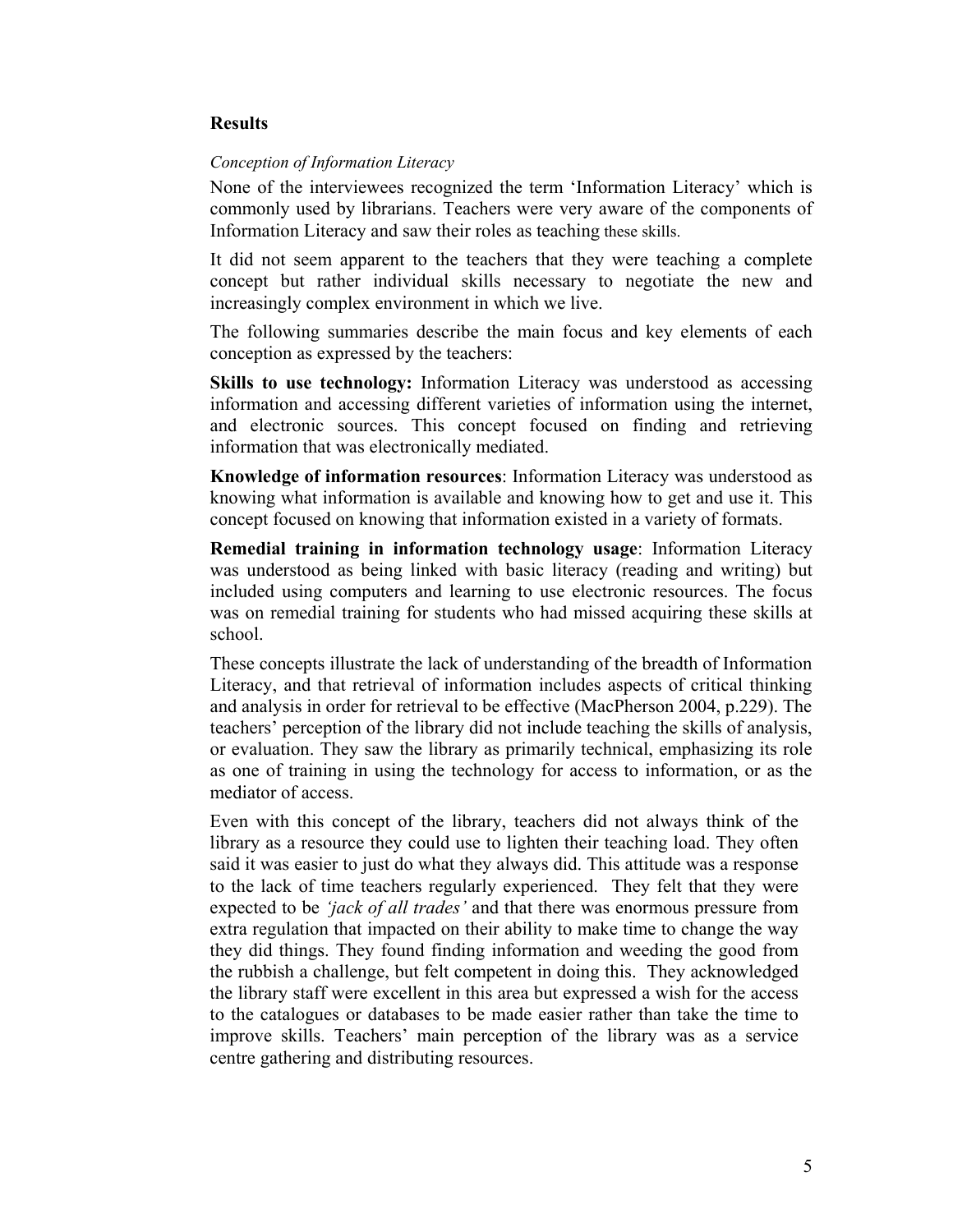## Results

*Conception of Information Literacy*

None of the interviewees recognized the term 'Information Literacy' which is commonly used by librarians. Teachers were very aware of the components of Information Literacy and saw their roles as teaching these skills.

It did not seem apparent to the teachers that they were teaching a complete concept but rather individual skills necessary to negotiate the new and increasingly complex environment in which we live.

The following summaries describe the main focus and key elements of each conception as expressed by the teachers:

**Skills to use technology:** Information Literacy was understood as accessing information and accessing different varieties of information using the internet, and electronic sources. This concept focused on finding and retrieving information that was electronically mediated.

**Knowledge of information resources**: Information Literacy was understood as knowing what information is available and knowing how to get and use it. This concept focused on knowing that information existed in a variety of formats.

**Remedial training in information technology usage**: Information Literacy was understood as being linked with basic literacy (reading and writing) but included using computers and learning to use electronic resources. The focus was on remedial training for students who had missed acquiring these skills at school.

These concepts illustrate the lack of understanding of the breadth of Information Literacy, and that retrieval of information includes aspects of critical thinking and analysis in order for retrieval to be effective (MacPherson 2004, p.229). The teachers' perception of the library did not include teaching the skills of analysis, or evaluation. They saw the library as primarily technical, emphasizing its role as one of training in using the technology for access to information, or as the mediator of access.

Even with this concept of the library, teachers did not always think of the library as a resource they could use to lighten their teaching load. They often said it was easier to just do what they always did. This attitude was a response to the lack of time teachers regularly experienced. They felt that they were expected to be *'jack of all trades'* and that there was enormous pressure from extra regulation that impacted on their ability to make time to change the way they did things. They found finding information and weeding the good from the rubbish a challenge, but felt competent in doing this. They acknowledged the library staff were excellent in this area but expressed a wish for the access to the catalogues or databases to be made easier rather than take the time to improve skills. Teachers' main perception of the library was as a service centre gathering and distributing resources.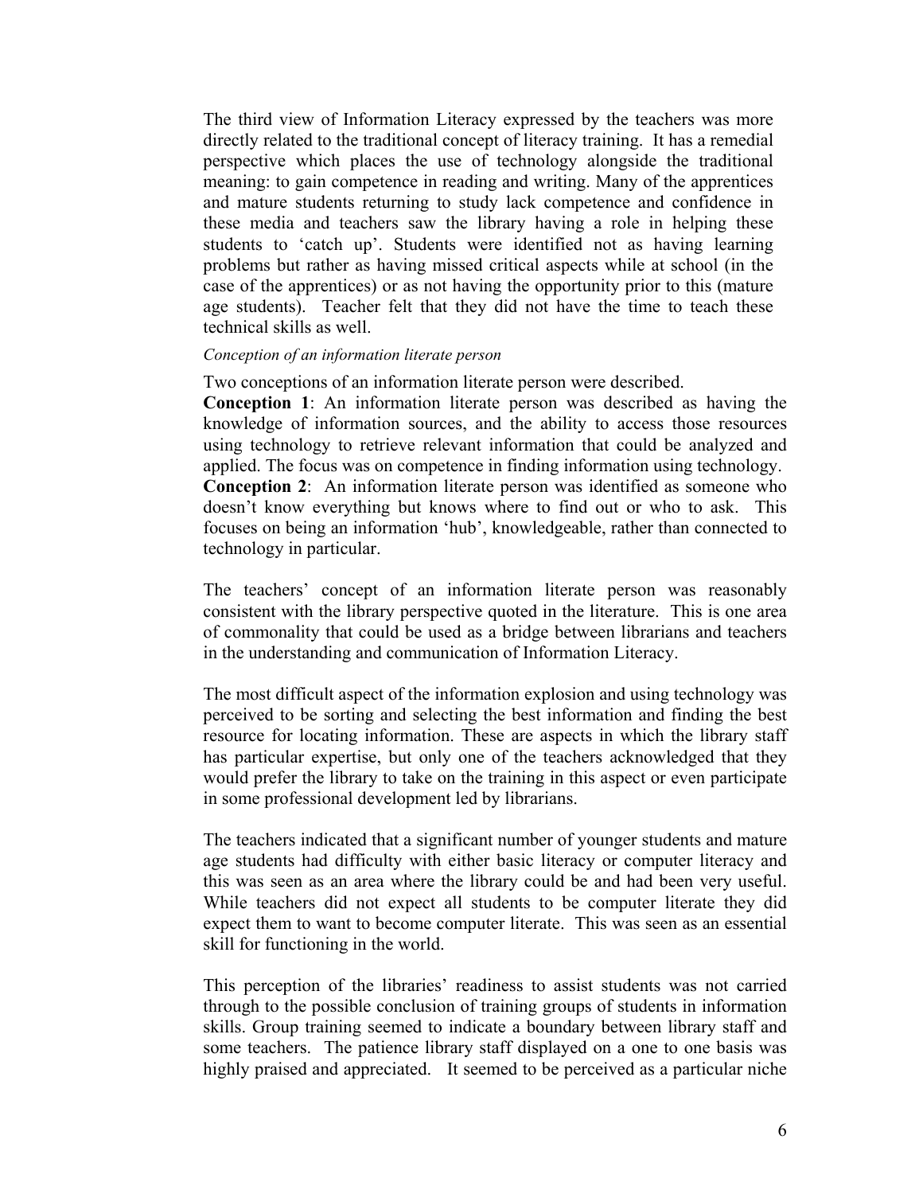The third view of Information Literacy expressed by the teachers was more directly related to the traditional concept of literacy training. It has a remedial perspective which places the use of technology alongside the traditional meaning: to gain competence in reading and writing. Many of the apprentices and mature students returning to study lack competence and confidence in these media and teachers saw the library having a role in helping these students to 'catch up'. Students were identified not as having learning problems but rather as having missed critical aspects while at school (in the case of the apprentices) or as not having the opportunity prior to this (mature age students). Teacher felt that they did not have the time to teach these technical skills as well.

*Conception of an information literate person*

Two conceptions of an information literate person were described.

**Conception 1**: An information literate person was described as having the knowledge of information sources, and the ability to access those resources using technology to retrieve relevant information that could be analyzed and applied. The focus was on competence in finding information using technology.

**Conception 2**: An information literate person was identified as someone who doesn't know everything but knows where to find out or who to ask. This focuses on being an information 'hub', knowledgeable, rather than connected to technology in particular.

The teachers' concept of an information literate person was reasonably consistent with the library perspective quoted in the literature. This is one area of commonality that could be used as a bridge between librarians and teachers in the understanding and communication of Information Literacy.

The most difficult aspect of the information explosion and using technology was perceived to be sorting and selecting the best information and finding the best resource for locating information. These are aspects in which the library staff has particular expertise, but only one of the teachers acknowledged that they would prefer the library to take on the training in this aspect or even participate in some professional development led by librarians.

The teachers indicated that a significant number of younger students and mature age students had difficulty with either basic literacy or computer literacy and this was seen as an area where the library could be and had been very useful. While teachers did not expect all students to be computer literate they did expect them to want to become computer literate. This was seen as an essential skill for functioning in the world.

This perception of the libraries' readiness to assist students was not carried through to the possible conclusion of training groups of students in information skills. Group training seemed to indicate a boundary between library staff and some teachers. The patience library staff displayed on a one to one basis was highly praised and appreciated. It seemed to be perceived as a particular niche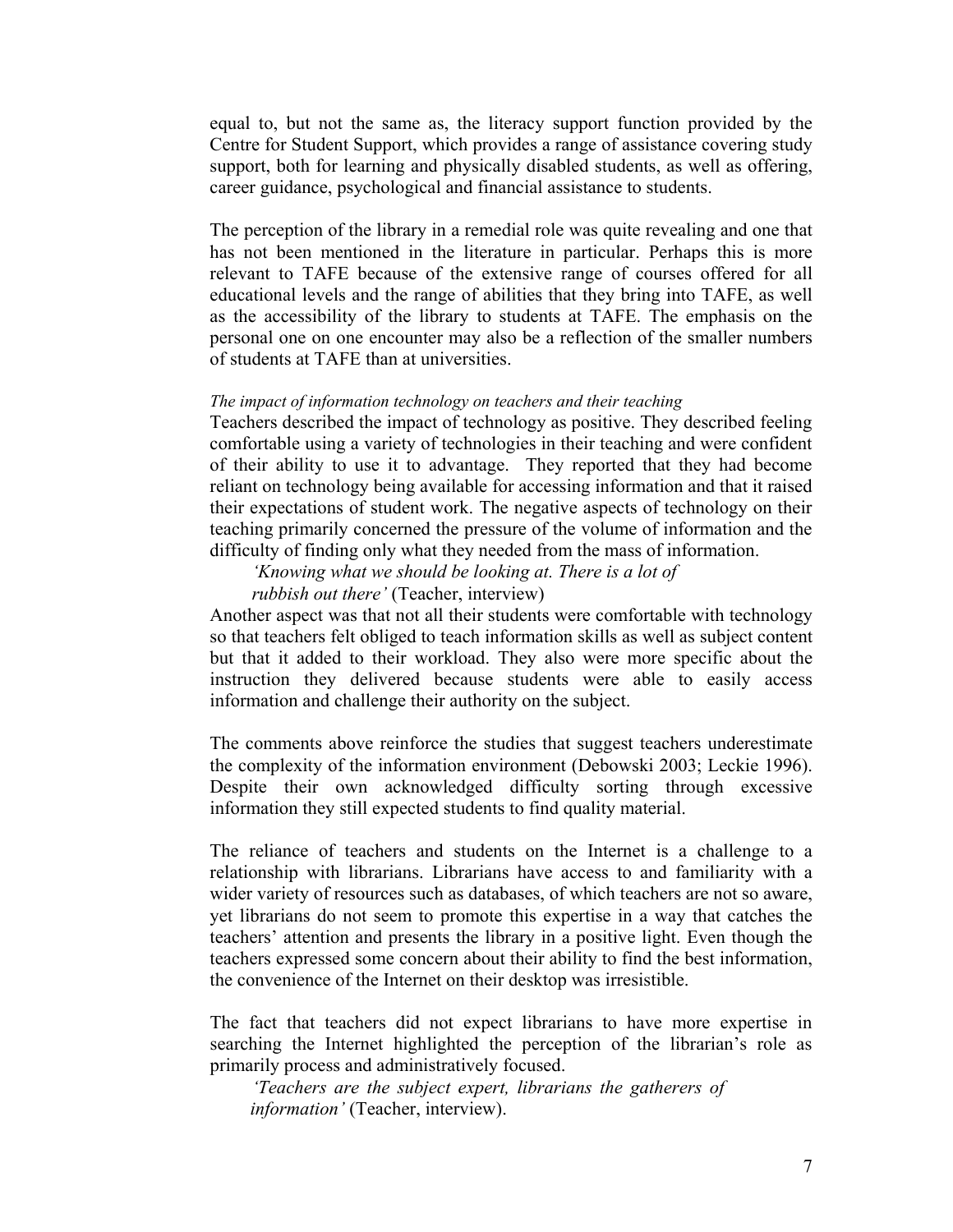equal to, but not the same as, the literacy support function provided by the Centre for Student Support, which provides a range of assistance covering study support, both for learning and physically disabled students, as well as offering, career guidance, psychological and financial assistance to students.

The perception of the library in a remedial role was quite revealing and one that has not been mentioned in the literature in particular. Perhaps this is more relevant to TAFE because of the extensive range of courses offered for all educational levels and the range of abilities that they bring into TAFE, as well as the accessibility of the library to students at TAFE. The emphasis on the personal one on one encounter may also be a reflection of the smaller numbers of students at TAFE than at universities.

*The impact of information technology on teachers and their teaching*

Teachers described the impact of technology as positive. They described feeling comfortable using a variety of technologies in their teaching and were confident of their ability to use it to advantage. They reported that they had become reliant on technology being available for accessing information and that it raised their expectations of student work. The negative aspects of technology on their teaching primarily concerned the pressure of the volume of information and the difficulty of finding only what they needed from the mass of information.

> *'Knowing what we should be looking at. There is a lot of rubbish out there'* (Teacher, interview)

Another aspect was that not all their students were comfortable with technology so that teachers felt obliged to teach information skills as well as subject content but that it added to their workload. They also were more specific about the instruction they delivered because students were able to easily access information and challenge their authority on the subject.

The comments above reinforce the studies that suggest teachers underestimate the complexity of the information environment (Debowski 2003; Leckie 1996). Despite their own acknowledged difficulty sorting through excessive information they still expected students to find quality material.

The reliance of teachers and students on the Internet is a challenge to a relationship with librarians. Librarians have access to and familiarity with a wider variety of resources such as databases, of which teachers are not so aware, yet librarians do not seem to promote this expertise in a way that catches the teachers' attention and presents the library in a positive light. Even though the teachers expressed some concern about their ability to find the best information, the convenience of the Internet on their desktop was irresistible.

The fact that teachers did not expect librarians to have more expertise in searching the Internet highlighted the perception of the librarian's role as primarily process and administratively focused.

> *'Teachers are the subject expert, librarians the gatherers of information'* (Teacher, interview).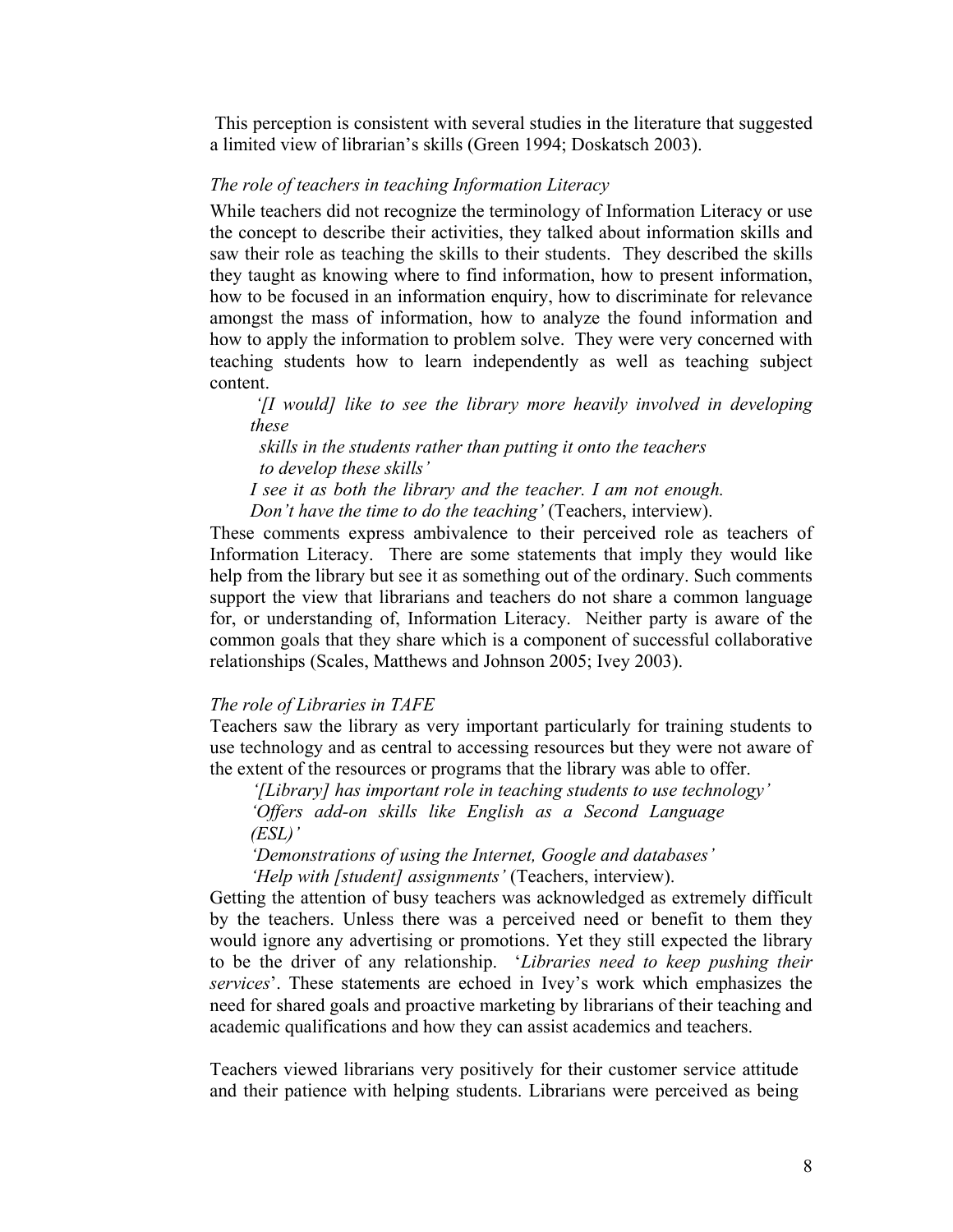This perception is consistent with several studies in the literature that suggested a limited view of librarian's skills (Green 1994; Doskatsch 2003).

*The role of teachers in teaching Information Literacy*

While teachers did not recognize the terminology of Information Literacy or use the concept to describe their activities, they talked about information skills and saw their role as teaching the skills to their students. They described the skills they taught as knowing where to find information, how to present information, how to be focused in an information enquiry, how to discriminate for relevance amongst the mass of information, how to analyze the found information and how to apply the information to problem solve. They were very concerned with teaching students how to learn independently as well as teaching subject content.

> *'[I would] like to see the library more heavily involved in developing these*
> *skills in the students rather than putting it onto the teachers*
> *to develop these skills'*
> *I see it as both the library and the teacher. I am not enough.*
> *Don't have the time to do the teaching'* (Teachers, interview).

These comments express ambivalence to their perceived role as teachers of Information Literacy. There are some statements that imply they would like help from the library but see it as something out of the ordinary. Such comments support the view that librarians and teachers do not share a common language for, or understanding of, Information Literacy. Neither party is aware of the common goals that they share which is a component of successful collaborative relationships (Scales, Matthews and Johnson 2005; Ivey 2003).

*The role of Libraries in TAFE*

Teachers saw the library as very important particularly for training students to use technology and as central to accessing resources but they were not aware of the extent of the resources or programs that the library was able to offer.

> *'[Library] has important role in teaching students to use technology'*
> *'Offers add-on skills like English as a Second Language (ESL)'*
> *'Demonstrations of using the Internet, Google and databases'*
> *'Help with [student] assignments'* (Teachers, interview).

Getting the attention of busy teachers was acknowledged as extremely difficult by the teachers. Unless there was a perceived need or benefit to them they would ignore any advertising or promotions. Yet they still expected the library to be the driver of any relationship. '*Libraries need to keep pushing their services*'. These statements are echoed in Ivey's work which emphasizes the need for shared goals and proactive marketing by librarians of their teaching and academic qualifications and how they can assist academics and teachers.

Teachers viewed librarians very positively for their customer service attitude and their patience with helping students. Librarians were perceived as being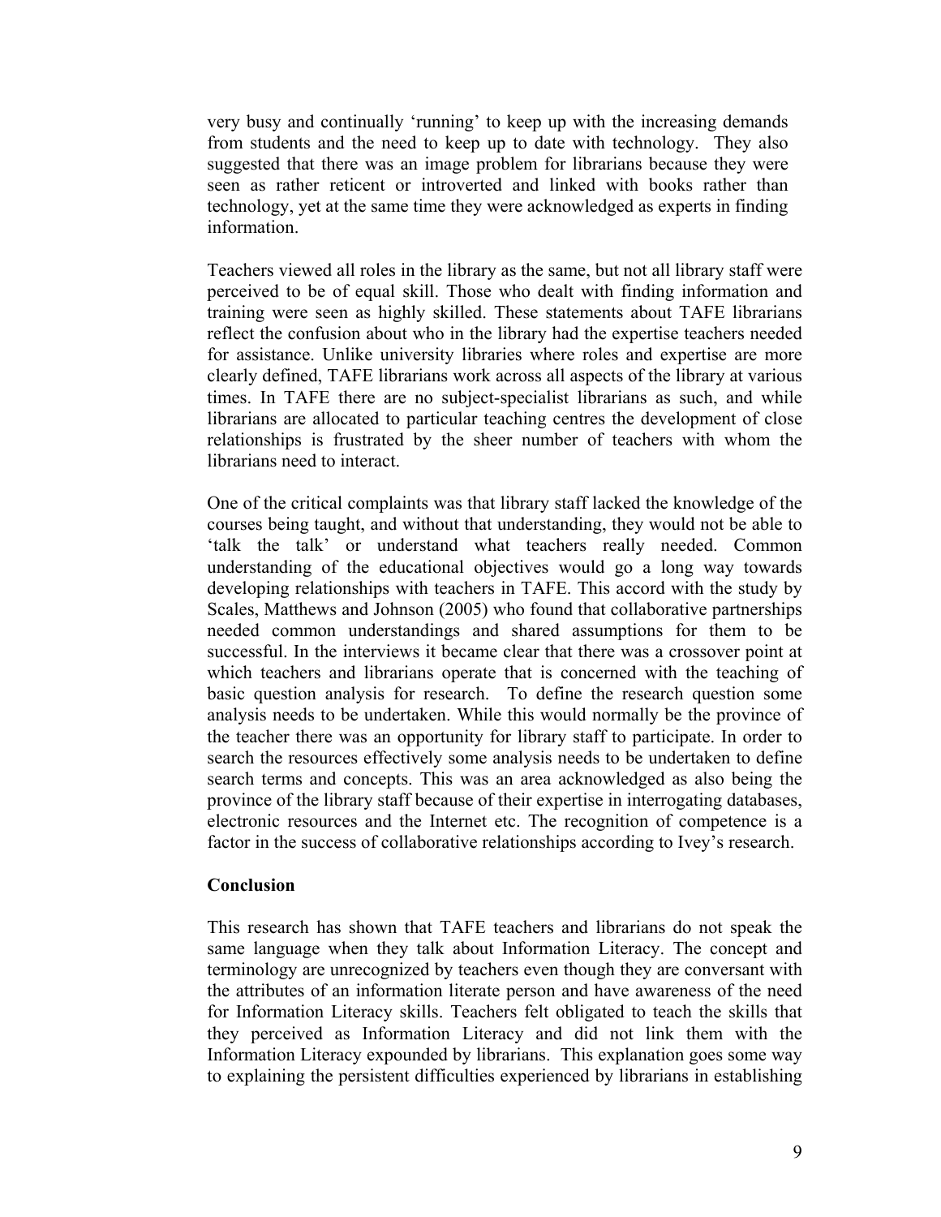very busy and continually 'running' to keep up with the increasing demands from students and the need to keep up to date with technology. They also suggested that there was an image problem for librarians because they were seen as rather reticent or introverted and linked with books rather than technology, yet at the same time they were acknowledged as experts in finding information.

Teachers viewed all roles in the library as the same, but not all library staff were perceived to be of equal skill. Those who dealt with finding information and training were seen as highly skilled. These statements about TAFE librarians reflect the confusion about who in the library had the expertise teachers needed for assistance. Unlike university libraries where roles and expertise are more clearly defined, TAFE librarians work across all aspects of the library at various times. In TAFE there are no subject-specialist librarians as such, and while librarians are allocated to particular teaching centres the development of close relationships is frustrated by the sheer number of teachers with whom the librarians need to interact.

One of the critical complaints was that library staff lacked the knowledge of the courses being taught, and without that understanding, they would not be able to 'talk the talk' or understand what teachers really needed. Common understanding of the educational objectives would go a long way towards developing relationships with teachers in TAFE. This accord with the study by Scales, Matthews and Johnson (2005) who found that collaborative partnerships needed common understandings and shared assumptions for them to be successful. In the interviews it became clear that there was a crossover point at which teachers and librarians operate that is concerned with the teaching of basic question analysis for research. To define the research question some analysis needs to be undertaken. While this would normally be the province of the teacher there was an opportunity for library staff to participate. In order to search the resources effectively some analysis needs to be undertaken to define search terms and concepts. This was an area acknowledged as also being the province of the library staff because of their expertise in interrogating databases, electronic resources and the Internet etc. The recognition of competence is a factor in the success of collaborative relationships according to Ivey's research.

## Conclusion

This research has shown that TAFE teachers and librarians do not speak the same language when they talk about Information Literacy. The concept and terminology are unrecognized by teachers even though they are conversant with the attributes of an information literate person and have awareness of the need for Information Literacy skills. Teachers felt obligated to teach the skills that they perceived as Information Literacy and did not link them with the Information Literacy expounded by librarians. This explanation goes some way to explaining the persistent difficulties experienced by librarians in establishing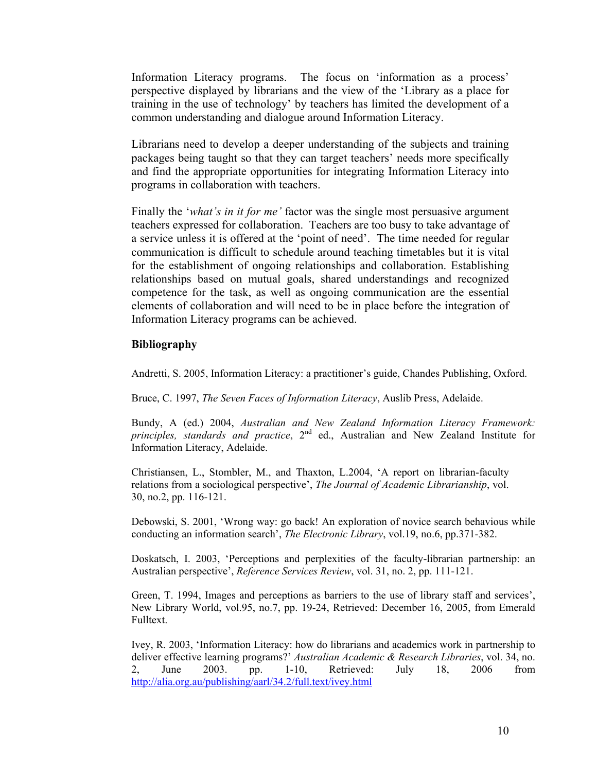Information Literacy programs. The focus on 'information as a process' perspective displayed by librarians and the view of the 'Library as a place for training in the use of technology' by teachers has limited the development of a common understanding and dialogue around Information Literacy.

Librarians need to develop a deeper understanding of the subjects and training packages being taught so that they can target teachers' needs more specifically and find the appropriate opportunities for integrating Information Literacy into programs in collaboration with teachers.

Finally the '*what's in it for me'* factor was the single most persuasive argument teachers expressed for collaboration. Teachers are too busy to take advantage of a service unless it is offered at the 'point of need'. The time needed for regular communication is difficult to schedule around teaching timetables but it is vital for the establishment of ongoing relationships and collaboration. Establishing relationships based on mutual goals, shared understandings and recognized competence for the task, as well as ongoing communication are the essential elements of collaboration and will need to be in place before the integration of Information Literacy programs can be achieved.

**Bibliography**

Andretti, S. 2005, Information Literacy: a practitioner's guide, Chandes Publishing, Oxford.

Bruce, C. 1997, *The Seven Faces of Information Literacy*, Auslib Press, Adelaide.

Bundy, A (ed.) 2004, *Australian and New Zealand Information Literacy Framework: principles, standards and practice*, 2nd ed., Australian and New Zealand Institute for Information Literacy, Adelaide.

Christiansen, L., Stombler, M., and Thaxton, L.2004, 'A report on librarian-faculty relations from a sociological perspective', *The Journal of Academic Librarianship*, vol. 30, no.2, pp. 116-121.

Debowski, S. 2001, 'Wrong way: go back! An exploration of novice search behavious while conducting an information search', *The Electronic Library*, vol.19, no.6, pp.371-382.

Doskatsch, I. 2003, 'Perceptions and perplexities of the faculty-librarian partnership: an Australian perspective', *Reference Services Review*, vol. 31, no. 2, pp. 111-121.

Green, T. 1994, Images and perceptions as barriers to the use of library staff and services', New Library World, vol.95, no.7, pp. 19-24, Retrieved: December 16, 2005, from Emerald Fulltext.

Ivey, R. 2003, 'Information Literacy: how do librarians and academics work in partnership to deliver effective learning programs?' *Australian Academic & Research Libraries*, vol. 34, no. 2, June 2003. pp. 1-10, Retrieved: July 18, 2006 from http://alia.org.au/publishing/aarl/34.2/full.text/ivey.html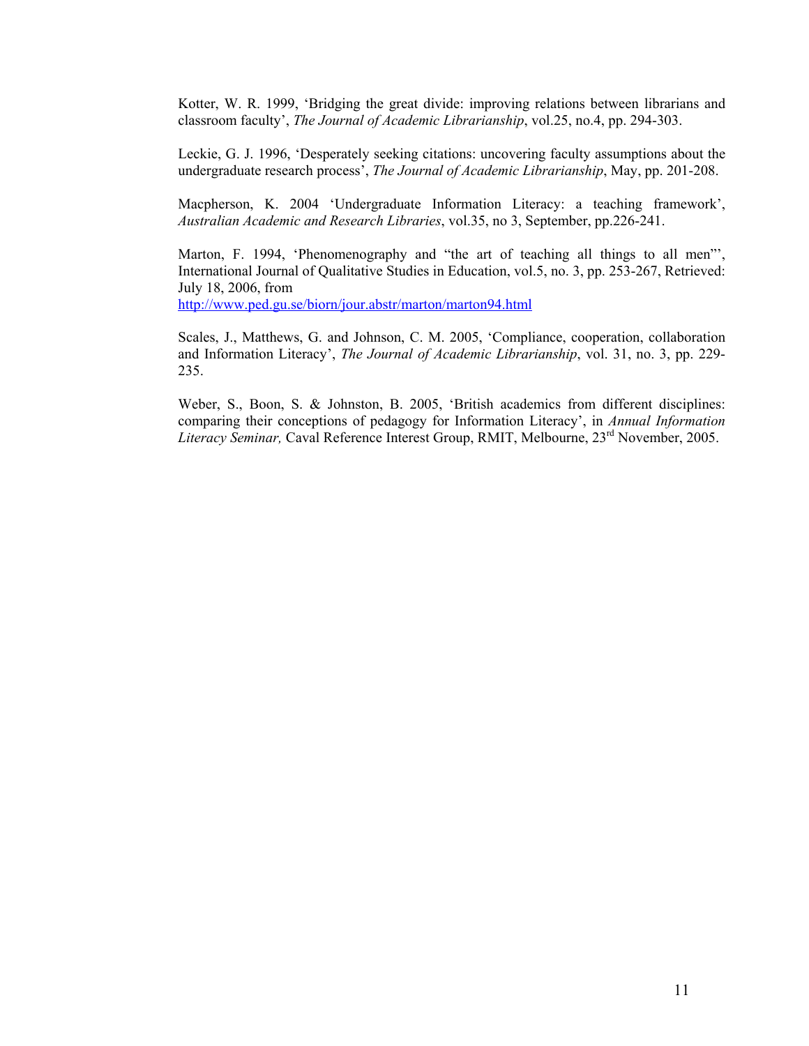Kotter, W. R. 1999, 'Bridging the great divide: improving relations between librarians and classroom faculty', *The Journal of Academic Librarianship*, vol.25, no.4, pp. 294-303.

Leckie, G. J. 1996, 'Desperately seeking citations: uncovering faculty assumptions about the undergraduate research process', *The Journal of Academic Librarianship*, May, pp. 201-208.

Macpherson, K. 2004 'Undergraduate Information Literacy: a teaching framework', *Australian Academic and Research Libraries*, vol.35, no 3, September, pp.226-241.

Marton, F. 1994, 'Phenomenography and "the art of teaching all things to all men"', International Journal of Qualitative Studies in Education, vol.5, no. 3, pp. 253-267, Retrieved: July 18, 2006, from http://www.ped.gu.se/biorn/jour.abstr/marton/marton94.html

Scales, J., Matthews, G. and Johnson, C. M. 2005, 'Compliance, cooperation, collaboration and Information Literacy', *The Journal of Academic Librarianship*, vol. 31, no. 3, pp. 229-235.

Weber, S., Boon, S. & Johnston, B. 2005, 'British academics from different disciplines: comparing their conceptions of pedagogy for Information Literacy', in *Annual Information Literacy Seminar,* Caval Reference Interest Group, RMIT, Melbourne, 23rd November, 2005.